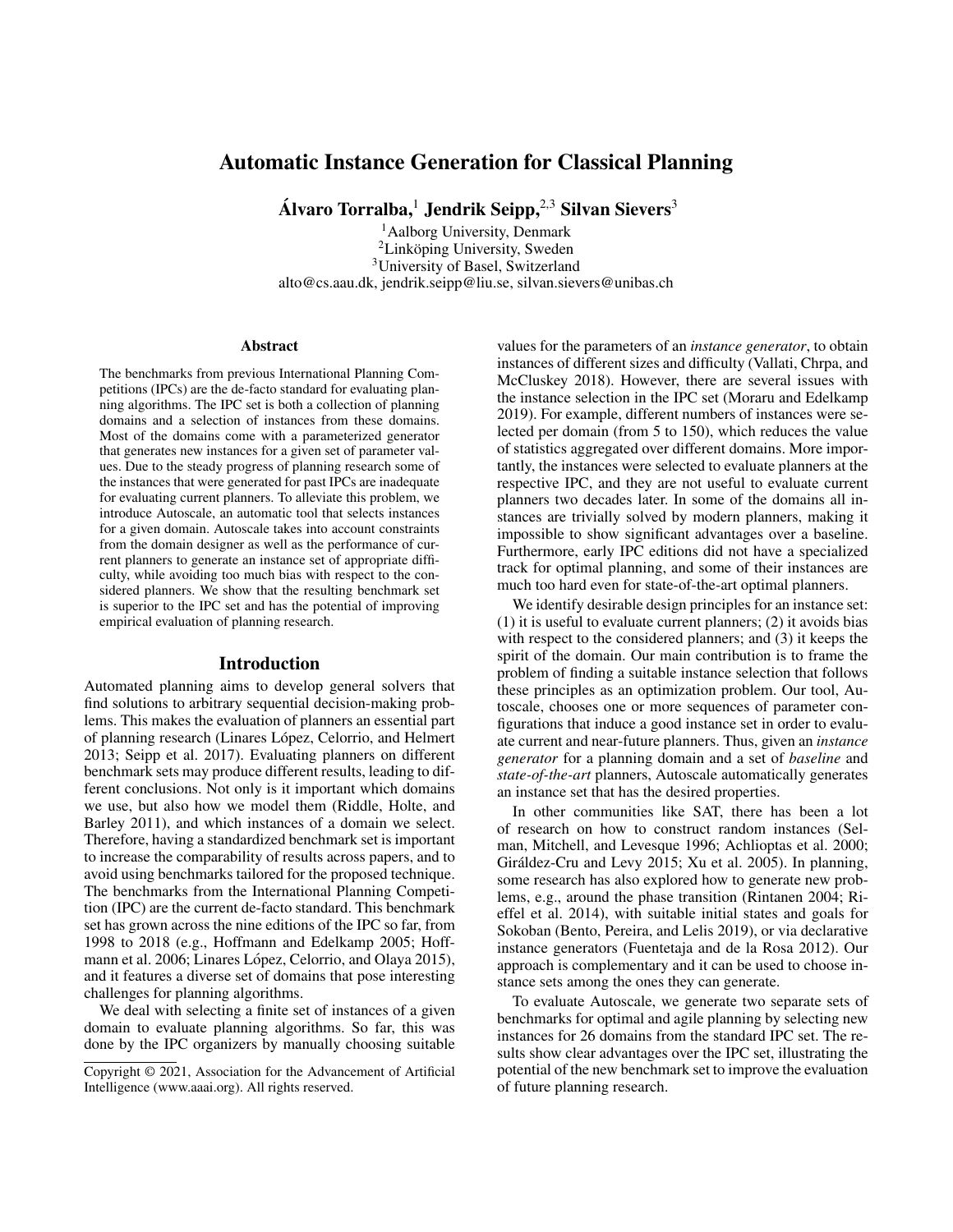# Automatic Instance Generation for Classical Planning

**Álvaro Torralba,[1] Jendrik Seipp,[2,3] Silvan Sievers[3]**

[1]Aalborg University, Denmark
[2]Linköping University, Sweden
[3]University of Basel, Switzerland
alto@cs.aau.dk, jendrik.seipp@liu.se, silvan.sievers@unibas.ch

## Abstract

The benchmarks from previous International Planning Competitions (IPCs) are the de-facto standard for evaluating planning algorithms. The IPC set is both a collection of planning domains and a selection of instances from these domains. Most of the domains come with a parameterized generator that generates new instances for a given set of parameter values. Due to the steady progress of planning research some of the instances that were generated for past IPCs are inadequate for evaluating current planners. To alleviate this problem, we introduce Autoscale, an automatic tool that selects instances for a given domain. Autoscale takes into account constraints from the domain designer as well as the performance of current planners to generate an instance set of appropriate difficulty, while avoiding too much bias with respect to the considered planners. We show that the resulting benchmark set is superior to the IPC set and has the potential of improving empirical evaluation of planning research.

## Introduction

Automated planning aims to develop general solvers that find solutions to arbitrary sequential decision-making problems. This makes the evaluation of planners an essential part of planning research (Linares López, Celorrio, and Helmert 2013; Seipp et al. 2017). Evaluating planners on different benchmark sets may produce different results, leading to different conclusions. Not only is it important which domains we use, but also how we model them (Riddle, Holte, and Barley 2011), and which instances of a domain we select. Therefore, having a standardized benchmark set is important to increase the comparability of results across papers, and to avoid using benchmarks tailored for the proposed technique. The benchmarks from the International Planning Competition (IPC) are the current de-facto standard. This benchmark set has grown across the nine editions of the IPC so far, from 1998 to 2018 (e.g., Hoffmann and Edelkamp 2005; Hoffmann et al. 2006; Linares López, Celorrio, and Olaya 2015), and it features a diverse set of domains that pose interesting challenges for planning algorithms.

We deal with selecting a finite set of instances of a given domain to evaluate planning algorithms. So far, this was done by the IPC organizers by manually choosing suitable values for the parameters of an *instance generator*, to obtain instances of different sizes and difficulty (Vallati, Chrpa, and McCluskey 2018). However, there are several issues with the instance selection in the IPC set (Moraru and Edelkamp 2019). For example, different numbers of instances were selected per domain (from 5 to 150), which reduces the value of statistics aggregated over different domains. More importantly, the instances were selected to evaluate planners at the respective IPC, and they are not useful to evaluate current planners two decades later. In some of the domains all instances are trivially solved by modern planners, making it impossible to show significant advantages over a baseline. Furthermore, early IPC editions did not have a specialized track for optimal planning, and some of their instances are much too hard even for state-of-the-art optimal planners.

We identify desirable design principles for an instance set: (1) it is useful to evaluate current planners; (2) it avoids bias with respect to the considered planners; and (3) it keeps the spirit of the domain. Our main contribution is to frame the problem of finding a suitable instance selection that follows these principles as an optimization problem. Our tool, Autoscale, chooses one or more sequences of parameter configurations that induce a good instance set in order to evaluate current and near-future planners. Thus, given an *instance generator* for a planning domain and a set of *baseline* and *state-of-the-art* planners, Autoscale automatically generates an instance set that has the desired properties.

In other communities like SAT, there has been a lot of research on how to construct random instances (Selman, Mitchell, and Levesque 1996; Achlioptas et al. 2000; Giráldez-Cru and Levy 2015; Xu et al. 2005). In planning, some research has also explored how to generate new problems, e.g., around the phase transition (Rintanen 2004; Rieffel et al. 2014), with suitable initial states and goals for Sokoban (Bento, Pereira, and Lelis 2019), or via declarative instance generators (Fuentetaja and de la Rosa 2012). Our approach is complementary and it can be used to choose instance sets among the ones they can generate.

To evaluate Autoscale, we generate two separate sets of benchmarks for optimal and agile planning by selecting new instances for 26 domains from the standard IPC set. The results show clear advantages over the IPC set, illustrating the potential of the new benchmark set to improve the evaluation of future planning research.

Copyright © 2021, Association for the Advancement of Artificial Intelligence (www.aaai.org). All rights reserved.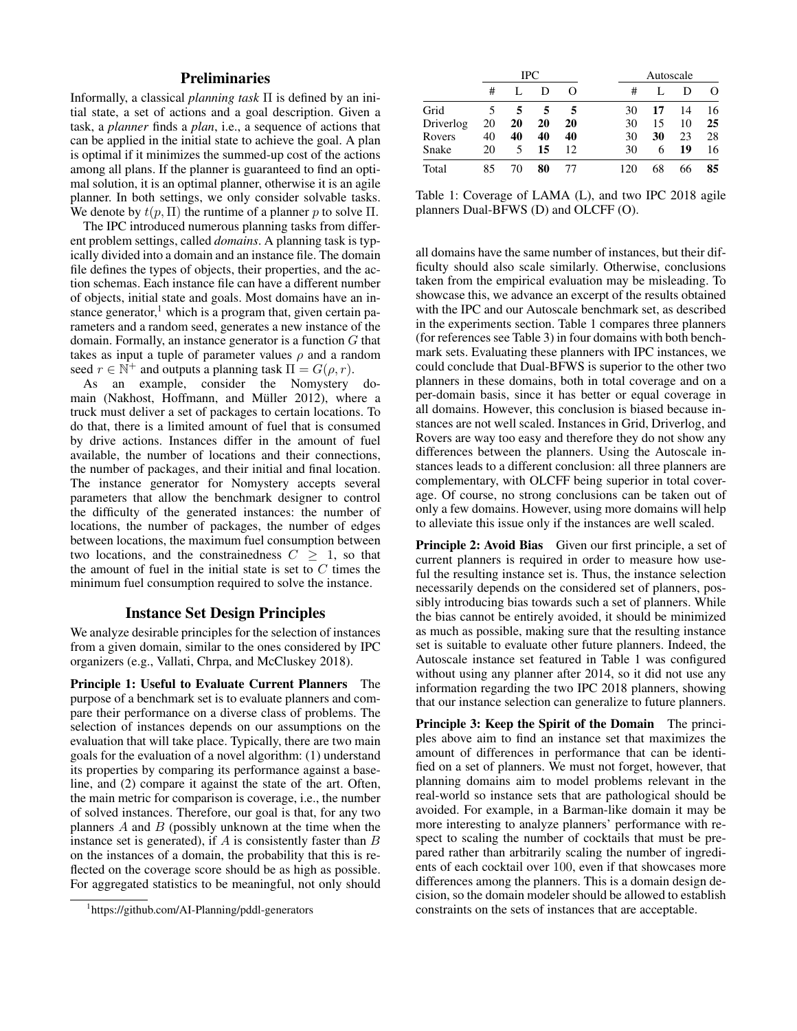## Preliminaries

Informally, a classical *planning task* $\Pi$ is defined by an initial state, a set of actions and a goal description. Given a task, a *planner* finds a *plan*, i.e., a sequence of actions that can be applied in the initial state to achieve the goal. A plan is optimal if it minimizes the summed-up cost of the actions among all plans. If the planner is guaranteed to find an optimal solution, it is an optimal planner, otherwise it is an agile planner. In both settings, we only consider solvable tasks. We denote by $t(p, \Pi)$ the runtime of a planner $p$ to solve $\Pi$.

The IPC introduced numerous planning tasks from different problem settings, called *domains*. A planning task is typically divided into a domain and an instance file. The domain file defines the types of objects, their properties, and the action schemas. Each instance file can have a different number of objects, initial state and goals. Most domains have an instance generator,[1] which is a program that, given certain parameters and a random seed, generates a new instance of the domain. Formally, an instance generator is a function $G$ that takes as input a tuple of parameter values $\rho$ and a random seed $r \in \mathbb{N}^+$ and outputs a planning task $\Pi = G(\rho, r)$.

As an example, consider the Nomystery domain (Nakhost, Hoffmann, and Müller 2012), where a truck must deliver a set of packages to certain locations. To do that, there is a limited amount of fuel that is consumed by drive actions. Instances differ in the amount of fuel available, the number of locations and their connections, the number of packages, and their initial and final location. The instance generator for Nomystery accepts several parameters that allow the benchmark designer to control the difficulty of the generated instances: the number of locations, the number of packages, the number of edges between locations, the maximum fuel consumption between two locations, and the constrainedness $C \geq 1$, so that the amount of fuel in the initial state is set to $C$ times the minimum fuel consumption required to solve the instance.

## Instance Set Design Principles

We analyze desirable principles for the selection of instances from a given domain, similar to the ones considered by IPC organizers (e.g., Vallati, Chrpa, and McCluskey 2018).

**Principle 1: Useful to Evaluate Current Planners** The purpose of a benchmark set is to evaluate planners and compare their performance on a diverse class of problems. The selection of instances depends on our assumptions on the evaluation that will take place. Typically, there are two main goals for the evaluation of a novel algorithm: (1) understand its properties by comparing its performance against a baseline, and (2) compare it against the state of the art. Often, the main metric for comparison is coverage, i.e., the number of solved instances. Therefore, our goal is that, for any two planners $A$ and $B$ (possibly unknown at the time when the instance set is generated), if $A$ is consistently faster than $B$ on the instances of a domain, the probability that this is reflected on the coverage score should be as high as possible. For aggregated statistics to be meaningful, not only should all domains have the same number of instances, but their difficulty should also scale similarly. Otherwise, conclusions taken from the empirical evaluation may be misleading. To showcase this, we advance an excerpt of the results obtained with the IPC and our Autoscale benchmark set, as described in the experiments section. Table 1 compares three planners (for references see Table 3) in four domains with both benchmark sets. Evaluating these planners with IPC instances, we could conclude that Dual-BFWS is superior to the other two planners in these domains, both in total coverage and on a per-domain basis, since it has better or equal coverage in all domains. However, this conclusion is biased because instances are not well scaled. Instances in Grid, Driverlog, and Rovers are way too easy and therefore they do not show any differences between the planners. Using the Autoscale instances leads to a different conclusion: all three planners are complementary, with OLCFF being superior in total coverage. Of course, no strong conclusions can be taken out of only a few domains. However, using more domains will help to alleviate this issue only if the instances are well scaled.

| | IPC | | | | Autoscale | | | |
|---|---|---|---|---|---|---|---|---|
| | # | L | D | O | # | L | D | O |
| Grid | 5 | **5** | **5** | **5** | 30 | **17** | 14 | 16 |
| Driverlog | 20 | **20** | **20** | **20** | 30 | 15 | 10 | **25** |
| Rovers | 40 | **40** | **40** | **40** | 30 | **30** | 23 | 28 |
| Snake | 20 | 5 | **15** | 12 | 30 | 6 | **19** | 16 |
| Total | 85 | 70 | **80** | 77 | 120 | 68 | 66 | **85** |

Table 1: Coverage of LAMA (L), and two IPC 2018 agile planners Dual-BFWS (D) and OLCFF (O).

**Principle 2: Avoid Bias** Given our first principle, a set of current planners is required in order to measure how useful the resulting instance set is. Thus, the instance selection necessarily depends on the considered set of planners, possibly introducing bias towards such a set of planners. While the bias cannot be entirely avoided, it should be minimized as much as possible, making sure that the resulting instance set is suitable to evaluate other future planners. Indeed, the Autoscale instance set featured in Table 1 was configured without using any planner after 2014, so it did not use any information regarding the two IPC 2018 planners, showing that our instance selection can generalize to future planners.

**Principle 3: Keep the Spirit of the Domain** The principles above aim to find an instance set that maximizes the amount of differences in performance that can be identified on a set of planners. We must not forget, however, that planning domains aim to model problems relevant in the real-world so instance sets that are pathological should be avoided. For example, in a Barman-like domain it may be more interesting to analyze planners' performance with respect to scaling the number of cocktails that must be prepared rather than arbitrarily scaling the number of ingredients of each cocktail over 100, even if that showcases more differences among the planners. This is a domain design decision, so the domain modeler should be allowed to establish constraints on the sets of instances that are acceptable.

[1] https://github.com/AI-Planning/pddl-generators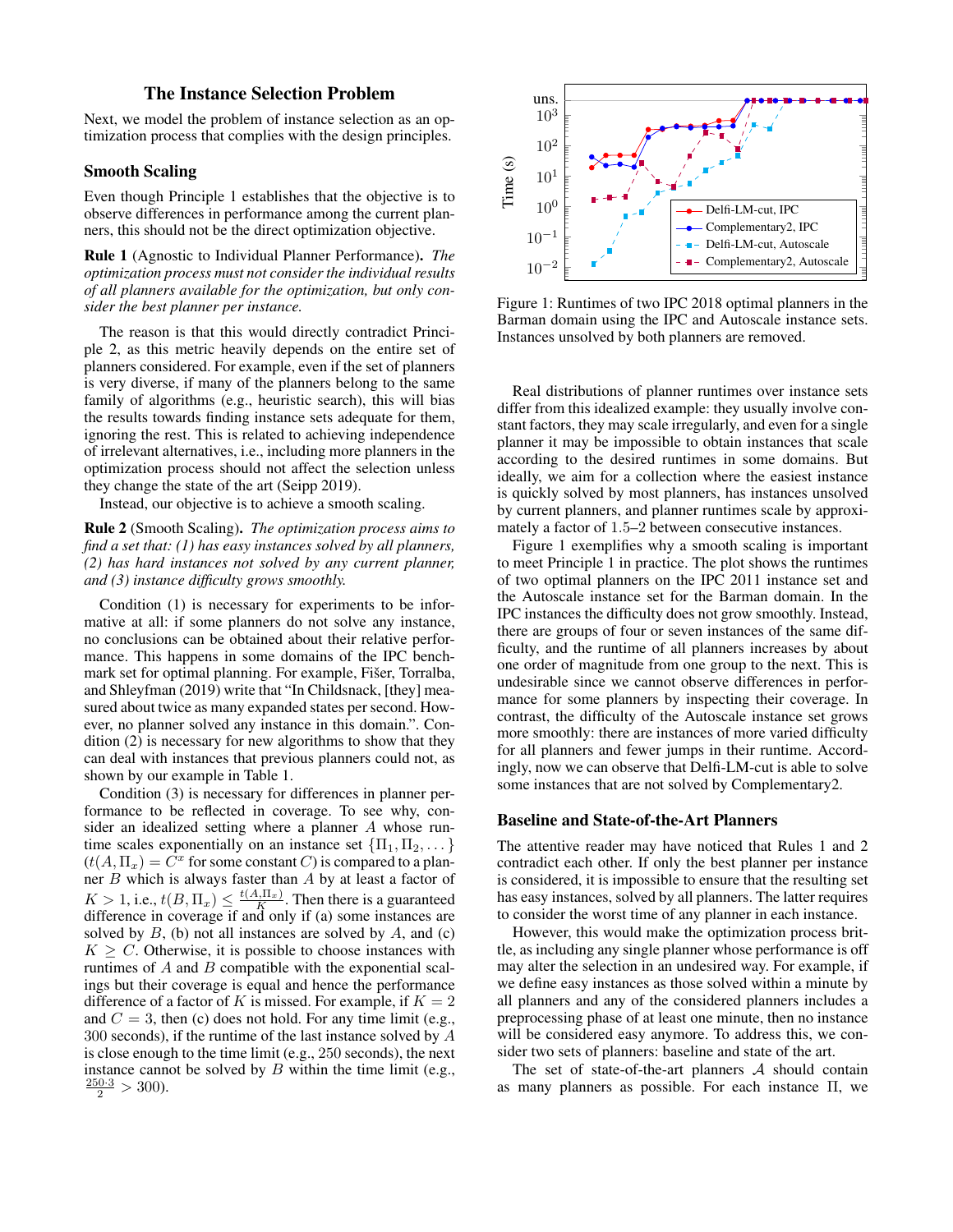## The Instance Selection Problem

Next, we model the problem of instance selection as an optimization process that complies with the design principles.

### Smooth Scaling

Even though Principle 1 establishes that the objective is to observe differences in performance among the current planners, this should not be the direct optimization objective.

**Rule 1** (Agnostic to Individual Planner Performance)**.** *The optimization process must not consider the individual results of all planners available for the optimization, but only consider the best planner per instance.*

The reason is that this would directly contradict Principle 2, as this metric heavily depends on the entire set of planners considered. For example, even if the set of planners is very diverse, if many of the planners belong to the same family of algorithms (e.g., heuristic search), this will bias the results towards finding instance sets adequate for them, ignoring the rest. This is related to achieving independence of irrelevant alternatives, i.e., including more planners in the optimization process should not affect the selection unless they change the state of the art (Seipp 2019).

Instead, our objective is to achieve a smooth scaling.

**Rule 2** (Smooth Scaling)**.** *The optimization process aims to find a set that: (1) has easy instances solved by all planners, (2) has hard instances not solved by any current planner, and (3) instance difficulty grows smoothly.*

Condition (1) is necessary for experiments to be informative at all: if some planners do not solve any instance, no conclusions can be obtained about their relative performance. This happens in some domains of the IPC benchmark set for optimal planning. For example, Fišer, Torralba, and Shleyfman (2019) write that "In Childsnack, [they] measured about twice as many expanded states per second. However, no planner solved any instance in this domain.". Condition (2) is necessary for new algorithms to show that they can deal with instances that previous planners could not, as shown by our example in Table 1.

Condition (3) is necessary for differences in planner performance to be reflected in coverage. To see why, consider an idealized setting where a planner $A$ whose runtime scales exponentially on an instance set $\{\Pi_1, \Pi_2, \dots\}$ $(t(A, \Pi_x) = C^x$ for some constant $C)$ is compared to a planner $B$ which is always faster than $A$ by at least a factor of $K > 1$, i.e., $t(B, \Pi_x) \leq \frac{t(A,\Pi_x)}{K}$. Then there is a guaranteed difference in coverage if and only if (a) some instances are solved by $B$, (b) not all instances are solved by $A$, and (c) $K \geq C$. Otherwise, it is possible to choose instances with runtimes of $A$ and $B$ compatible with the exponential scalings but their coverage is equal and hence the performance difference of a factor of $K$ is missed. For example, if $K = 2$ and $C = 3$, then (c) does not hold. For any time limit (e.g., 300 seconds), if the runtime of the last instance solved by $A$ is close enough to the time limit (e.g., 250 seconds), the next instance cannot be solved by $B$ within the time limit (e.g., $\frac{250 \cdot 3}{2} > 300$).

Figure 1: Runtimes of two IPC 2018 optimal planners in the Barman domain using the IPC and Autoscale instance sets. Instances unsolved by both planners are removed.

Real distributions of planner runtimes over instance sets differ from this idealized example: they usually involve constant factors, they may scale irregularly, and even for a single planner it may be impossible to obtain instances that scale according to the desired runtimes in some domains. But ideally, we aim for a collection where the easiest instance is quickly solved by most planners, has instances unsolved by current planners, and planner runtimes scale by approximately a factor of 1.5–2 between consecutive instances.

Figure 1 exemplifies why a smooth scaling is important to meet Principle 1 in practice. The plot shows the runtimes of two optimal planners on the IPC 2011 instance set and the Autoscale instance set for the Barman domain. In the IPC instances the difficulty does not grow smoothly. Instead, there are groups of four or seven instances of the same difficulty, and the runtime of all planners increases by about one order of magnitude from one group to the next. This is undesirable since we cannot observe differences in performance for some planners by inspecting their coverage. In contrast, the difficulty of the Autoscale instance set grows more smoothly: there are instances of more varied difficulty for all planners and fewer jumps in their runtime. Accordingly, now we can observe that Delfi-LM-cut is able to solve some instances that are not solved by Complementary2.

### Baseline and State-of-the-Art Planners

The attentive reader may have noticed that Rules 1 and 2 contradict each other. If only the best planner per instance is considered, it is impossible to ensure that the resulting set has easy instances, solved by all planners. The latter requires to consider the worst time of any planner in each instance.

However, this would make the optimization process brittle, as including any single planner whose performance is off may alter the selection in an undesired way. For example, if we define easy instances as those solved within a minute by all planners and any of the considered planners includes a preprocessing phase of at least one minute, then no instance will be considered easy anymore. To address this, we consider two sets of planners: baseline and state of the art.

The set of state-of-the-art planners $\mathcal{A}$ should contain as many planners as possible. For each instance $\Pi$, we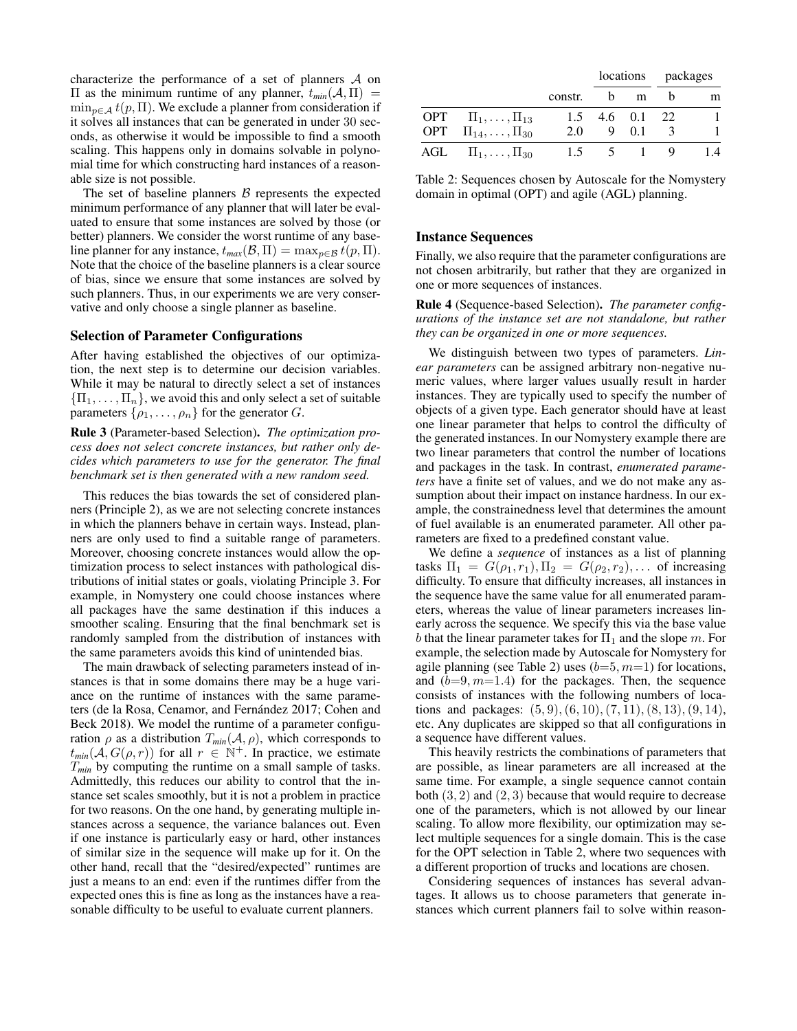characterize the performance of a set of planners $\mathcal{A}$ on $\Pi$ as the minimum runtime of any planner, $t_{min}(\mathcal{A}, \Pi) = \min_{p \in \mathcal{A}} t(p, \Pi)$. We exclude a planner from consideration if it solves all instances that can be generated in under 30 seconds, as otherwise it would be impossible to find a smooth scaling. This happens only in domains solvable in polynomial time for which constructing hard instances of a reasonable size is not possible.

The set of baseline planners $\mathcal{B}$ represents the expected minimum performance of any planner that will later be evaluated to ensure that some instances are solved by those (or better) planners. We consider the worst runtime of any baseline planner for any instance, $t_{max}(\mathcal{B}, \Pi) = \max_{p \in \mathcal{B}} t(p, \Pi)$. Note that the choice of the baseline planners is a clear source of bias, since we ensure that some instances are solved by such planners. Thus, in our experiments we are very conservative and only choose a single planner as baseline.

### Selection of Parameter Configurations

After having established the objectives of our optimization, the next step is to determine our decision variables. While it may be natural to directly select a set of instances $\{\Pi_1, \dots, \Pi_n\}$, we avoid this and only select a set of suitable parameters $\{\rho_1, \dots, \rho_n\}$ for the generator $G$.

**Rule 3** (Parameter-based Selection). *The optimization process does not select concrete instances, but rather only decides which parameters to use for the generator. The final benchmark set is then generated with a new random seed.*

This reduces the bias towards the set of considered planners (Principle 2), as we are not selecting concrete instances in which the planners behave in certain ways. Instead, planners are only used to find a suitable range of parameters. Moreover, choosing concrete instances would allow the optimization process to select instances with pathological distributions of initial states or goals, violating Principle 3. For example, in Nomystery one could choose instances where all packages have the same destination if this induces a smoother scaling. Ensuring that the final benchmark set is randomly sampled from the distribution of instances with the same parameters avoids this kind of unintended bias.

The main drawback of selecting parameters instead of instances is that in some domains there may be a huge variance on the runtime of instances with the same parameters (de la Rosa, Cenamor, and Fernández 2017; Cohen and Beck 2018). We model the runtime of a parameter configuration $\rho$ as a distribution $T_{min}(\mathcal{A}, \rho)$, which corresponds to $t_{min}(\mathcal{A}, G(\rho, r))$ for all $r \in \mathbb{N}^+$. In practice, we estimate $T_{min}$ by computing the runtime on a small sample of tasks. Admittedly, this reduces our ability to control that the instance set scales smoothly, but it is not a problem in practice for two reasons. On the one hand, by generating multiple instances across a sequence, the variance balances out. Even if one instance is particularly easy or hard, other instances of similar size in the sequence will make up for it. On the other hand, recall that the "desired/expected" runtimes are just a means to an end: even if the runtimes differ from the expected ones this is fine as long as the instances have a reasonable difficulty to be useful to evaluate current planners.

| | | | locations | | packages | |
|---|---|---|---|---|---|---|
| | | constr. | b | m | b | m |
| OPT | $\Pi_1, \dots, \Pi_{13}$ | 1.5 | 4.6 | 0.1 | 22 | 1 |
| OPT | $\Pi_{14}, \dots, \Pi_{30}$ | 2.0 | 9 | 0.1 | 3 | 1 |
| AGL | $\Pi_1, \dots, \Pi_{30}$ | 1.5 | 5 | 1 | 9 | 1.4 |

Table 2: Sequences chosen by Autoscale for the Nomystery domain in optimal (OPT) and agile (AGL) planning.

### Instance Sequences

Finally, we also require that the parameter configurations are not chosen arbitrarily, but rather that they are organized in one or more sequences of instances.

**Rule 4** (Sequence-based Selection). *The parameter configurations of the instance set are not standalone, but rather they can be organized in one or more sequences.*

We distinguish between two types of parameters. *Linear parameters* can be assigned arbitrary non-negative numeric values, where larger values usually result in harder instances. They are typically used to specify the number of objects of a given type. Each generator should have at least one linear parameter that helps to control the difficulty of the generated instances. In our Nomystery example there are two linear parameters that control the number of locations and packages in the task. In contrast, *enumerated parameters* have a finite set of values, and we do not make any assumption about their impact on instance hardness. In our example, the constrainedness level that determines the amount of fuel available is an enumerated parameter. All other parameters are fixed to a predefined constant value.

We define a *sequence* of instances as a list of planning tasks $\Pi_1 = G(\rho_1, r_1), \Pi_2 = G(\rho_2, r_2), \dots$ of increasing difficulty. To ensure that difficulty increases, all instances in the sequence have the same value for all enumerated parameters, whereas the value of linear parameters increases linearly across the sequence. We specify this via the base value $b$ that the linear parameter takes for $\Pi_1$ and the slope $m$. For example, the selection made by Autoscale for Nomystery for agile planning (see Table 2) uses ($b$=5, $m$=1) for locations, and ($b$=9, $m$=1.4) for the packages. Then, the sequence consists of instances with the following numbers of locations and packages: $(5, 9), (6, 10), (7, 11), (8, 13), (9, 14)$, etc. Any duplicates are skipped so that all configurations in a sequence have different values.

This heavily restricts the combinations of parameters that are possible, as linear parameters are all increased at the same time. For example, a single sequence cannot contain both $(3, 2)$ and $(2, 3)$ because that would require to decrease one of the parameters, which is not allowed by our linear scaling. To allow more flexibility, our optimization may select multiple sequences for a single domain. This is the case for the OPT selection in Table 2, where two sequences with a different proportion of trucks and locations are chosen.

Considering sequences of instances has several advantages. It allows us to choose parameters that generate instances which current planners fail to solve within reason-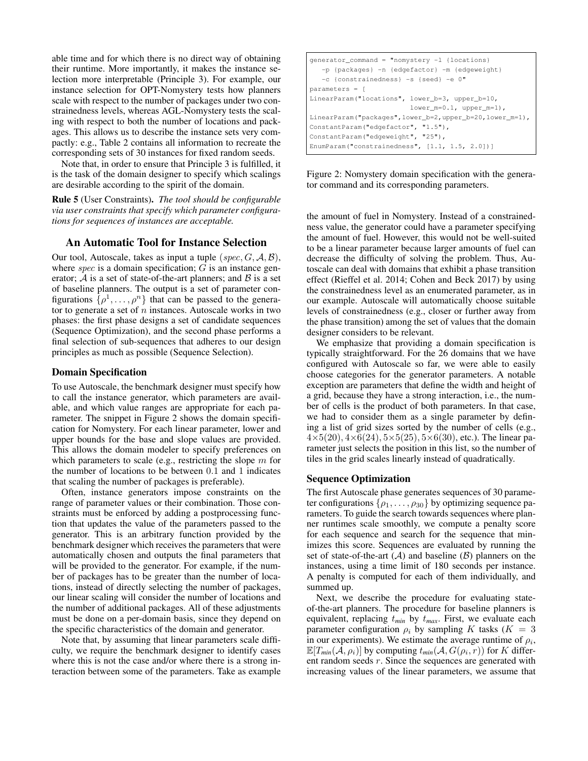able time and for which there is no direct way of obtaining their runtime. More importantly, it makes the instance selection more interpretable (Principle 3). For example, our instance selection for OPT-Nomystery tests how planners scale with respect to the number of packages under two constrainedness levels, whereas AGL-Nomystery tests the scaling with respect to both the number of locations and packages. This allows us to describe the instance sets very compactly: e.g., Table 2 contains all information to recreate the corresponding sets of 30 instances for fixed random seeds.

Note that, in order to ensure that Principle 3 is fulfilled, it is the task of the domain designer to specify which scalings are desirable according to the spirit of the domain.

**Rule 5** (User Constraints). *The tool should be configurable via user constraints that specify which parameter configurations for sequences of instances are acceptable.*

## An Automatic Tool for Instance Selection

Our tool, Autoscale, takes as input a tuple $(spec, G, \mathcal{A}, \mathcal{B})$, where $spec$ is a domain specification; $G$ is an instance generator; $\mathcal{A}$ is a set of state-of-the-art planners; and $\mathcal{B}$ is a set of baseline planners. The output is a set of parameter configurations $\{\rho^1, \ldots, \rho^n\}$ that can be passed to the generator to generate a set of $n$ instances. Autoscale works in two phases: the first phase designs a set of candidate sequences (Sequence Optimization), and the second phase performs a final selection of sub-sequences that adheres to our design principles as much as possible (Sequence Selection).

### Domain Specification

To use Autoscale, the benchmark designer must specify how to call the instance generator, which parameters are available, and which value ranges are appropriate for each parameter. The snippet in Figure 2 shows the domain specification for Nomystery. For each linear parameter, lower and upper bounds for the base and slope values are provided. This allows the domain modeler to specify preferences on which parameters to scale (e.g., restricting the slope $m$ for the number of locations to be between 0.1 and 1 indicates that scaling the number of packages is preferable).

Often, instance generators impose constraints on the range of parameter values or their combination. Those constraints must be enforced by adding a postprocessing function that updates the value of the parameters passed to the generator. This is an arbitrary function provided by the benchmark designer which receives the parameters that were automatically chosen and outputs the final parameters that will be provided to the generator. For example, if the number of packages has to be greater than the number of locations, instead of directly selecting the number of packages, our linear scaling will consider the number of locations and the number of additional packages. All of these adjustments must be done on a per-domain basis, since they depend on the specific characteristics of the domain and generator.

Note that, by assuming that linear parameters scale difficulty, we require the benchmark designer to identify cases where this is not the case and/or where there is a strong interaction between some of the parameters. Take as example

```
generator_command = "nomystery -l {locations}
   -p {packages} -n {edgefactor} -m {edgeweight}
   -c {constrainedness} -s {seed} -e 0"
parameters = [
LinearParam("locations", lower_b=3, upper_b=10,
                         lower_m=0.1, upper_m=1),
LinearParam("packages",lower_b=2,upper_b=20,lower_m=1),
ConstantParam("edgefactor", "1.5"),
ConstantParam("edgeweight", "25"),
EnumParam("constrainedness", [1.1, 1.5, 2.0])]
```

Figure 2: Nomystery domain specification with the generator command and its corresponding parameters.

the amount of fuel in Nomystery. Instead of a constrainedness value, the generator could have a parameter specifying the amount of fuel. However, this would not be well-suited to be a linear parameter because larger amounts of fuel can decrease the difficulty of solving the problem. Thus, Autoscale can deal with domains that exhibit a phase transition effect (Rieffel et al. 2014; Cohen and Beck 2017) by using the constrainedness level as an enumerated parameter, as in our example. Autoscale will automatically choose suitable levels of constrainedness (e.g., closer or further away from the phase transition) among the set of values that the domain designer considers to be relevant.

We emphasize that providing a domain specification is typically straightforward. For the 26 domains that we have configured with Autoscale so far, we were able to easily choose categories for the generator parameters. A notable exception are parameters that define the width and height of a grid, because they have a strong interaction, i.e., the number of cells is the product of both parameters. In that case, we had to consider them as a single parameter by defining a list of grid sizes sorted by the number of cells (e.g., $4\times5(20), 4\times6(24), 5\times5(25), 5\times6(30)$, etc.). The linear parameter just selects the position in this list, so the number of tiles in the grid scales linearly instead of quadratically.

### Sequence Optimization

The first Autoscale phase generates sequences of 30 parameter configurations $\{\rho_1, \ldots, \rho_{30}\}$ by optimizing sequence parameters. To guide the search towards sequences where planner runtimes scale smoothly, we compute a penalty score for each sequence and search for the sequence that minimizes this score. Sequences are evaluated by running the set of state-of-the-art ($\mathcal{A}$) and baseline ($\mathcal{B}$) planners on the instances, using a time limit of 180 seconds per instance. A penalty is computed for each of them individually, and summed up.

Next, we describe the procedure for evaluating state-of-the-art planners. The procedure for baseline planners is equivalent, replacing $t_{min}$ by $t_{max}$. First, we evaluate each parameter configuration $\rho_i$ by sampling $K$ tasks ($K = 3$ in our experiments). We estimate the average runtime of $\rho_i$, $\mathbb{E}[T_{min}(\mathcal{A}, \rho_i)]$ by computing $t_{min}(\mathcal{A}, G(\rho_i, r))$ for $K$ different random seeds $r$. Since the sequences are generated with increasing values of the linear parameters, we assume that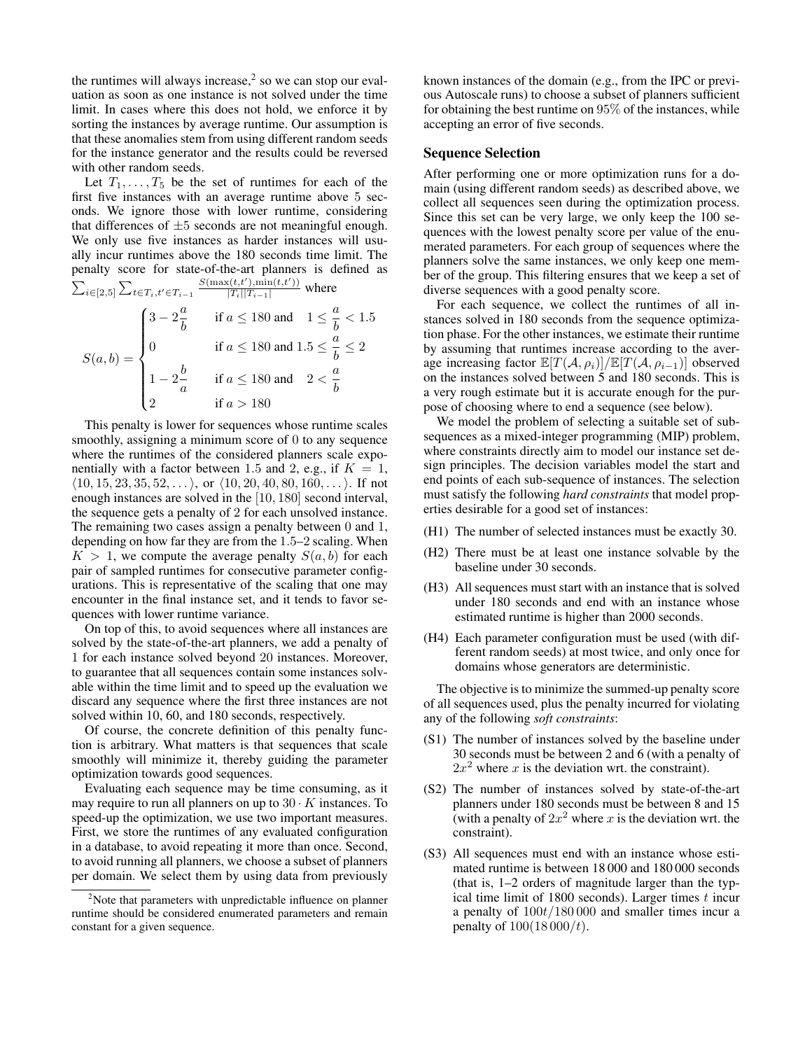the runtimes will always increase,[2] so we can stop our evaluation as soon as one instance is not solved under the time limit. In cases where this does not hold, we enforce it by sorting the instances by average runtime. Our assumption is that these anomalies stem from using different random seeds for the instance generator and the results could be reversed with other random seeds.

Let $T_1, \dots, T_5$ be the set of runtimes for each of the first five instances with an average runtime above 5 seconds. We ignore those with lower runtime, considering that differences of $\pm 5$ seconds are not meaningful enough. We only use five instances as harder instances will usually incur runtimes above the 180 seconds time limit. The penalty score for state-of-the-art planners is defined as $\sum_{i \in [2,5]} \sum_{t \in T_i, t' \in T_{i-1}} \frac{S(\max(t,t'), \min(t,t'))}{|T_i||T_{i-1}|}$ where

$$S(a,b) = \begin{cases} 3 - 2\frac{a}{b} & \text{if } a \leq 180 \text{ and } \quad 1 \leq \frac{a}{b} < 1.5 \\ 0 & \text{if } a \leq 180 \text{ and } 1.5 \leq \frac{a}{b} \leq 2 \\ 1 - 2\frac{b}{a} & \text{if } a \leq 180 \text{ and } \quad 2 < \frac{a}{b} \\ 2 & \text{if } a > 180 \end{cases}$$

This penalty is lower for sequences whose runtime scales smoothly, assigning a minimum score of 0 to any sequence where the runtimes of the considered planners scale exponentially with a factor between 1.5 and 2, e.g., if $K = 1$, $\langle 10, 15, 23, 35, 52, \dots \rangle$, or $\langle 10, 20, 40, 80, 160, \dots \rangle$. If not enough instances are solved in the $[10, 180]$ second interval, the sequence gets a penalty of 2 for each unsolved instance. The remaining two cases assign a penalty between 0 and 1, depending on how far they are from the 1.5–2 scaling. When $K > 1$, we compute the average penalty $S(a,b)$ for each pair of sampled runtimes for consecutive parameter configurations. This is representative of the scaling that one may encounter in the final instance set, and it tends to favor sequences with lower runtime variance.

On top of this, to avoid sequences where all instances are solved by the state-of-the-art planners, we add a penalty of 1 for each instance solved beyond 20 instances. Moreover, to guarantee that all sequences contain some instances solvable within the time limit and to speed up the evaluation we discard any sequence where the first three instances are not solved within 10, 60, and 180 seconds, respectively.

Of course, the concrete definition of this penalty function is arbitrary. What matters is that sequences that scale smoothly will minimize it, thereby guiding the parameter optimization towards good sequences.

Evaluating each sequence may be time consuming, as it may require to run all planners on up to $30 \cdot K$ instances. To speed-up the optimization, we use two important measures. First, we store the runtimes of any evaluated configuration in a database, to avoid repeating it more than once. Second, to avoid running all planners, we choose a subset of planners per domain. We select them by using data from previously known instances of the domain (e.g., from the IPC or previous Autoscale runs) to choose a subset of planners sufficient for obtaining the best runtime on 95% of the instances, while accepting an error of five seconds.

[2] Note that parameters with unpredictable influence on planner runtime should be considered enumerated parameters and remain constant for a given sequence.

## Sequence Selection

After performing one or more optimization runs for a domain (using different random seeds) as described above, we collect all sequences seen during the optimization process. Since this set can be very large, we only keep the 100 sequences with the lowest penalty score per value of the enumerated parameters. For each group of sequences where the planners solve the same instances, we only keep one member of the group. This filtering ensures that we keep a set of diverse sequences with a good penalty score.

For each sequence, we collect the runtimes of all instances solved in 180 seconds from the sequence optimization phase. For the other instances, we estimate their runtime by assuming that runtimes increase according to the average increasing factor $\mathbb{E}[T(\mathcal{A}, \rho_i)]/\mathbb{E}[T(\mathcal{A}, \rho_{i-1})]$ observed on the instances solved between 5 and 180 seconds. This is a very rough estimate but it is accurate enough for the purpose of choosing where to end a sequence (see below).

We model the problem of selecting a suitable set of subsequences as a mixed-integer programming (MIP) problem, where constraints directly aim to model our instance set design principles. The decision variables model the start and end points of each sub-sequence of instances. The selection must satisfy the following *hard constraints* that model properties desirable for a good set of instances:

- (H1) The number of selected instances must be exactly 30.
- (H2) There must be at least one instance solvable by the baseline under 30 seconds.
- (H3) All sequences must start with an instance that is solved under 180 seconds and end with an instance whose estimated runtime is higher than 2000 seconds.
- (H4) Each parameter configuration must be used (with different random seeds) at most twice, and only once for domains whose generators are deterministic.

The objective is to minimize the summed-up penalty score of all sequences used, plus the penalty incurred for violating any of the following *soft constraints*:

- (S1) The number of instances solved by the baseline under 30 seconds must be between 2 and 6 (with a penalty of $2x^2$ where $x$ is the deviation wrt. the constraint).
- (S2) The number of instances solved by state-of-the-art planners under 180 seconds must be between 8 and 15 (with a penalty of $2x^2$ where $x$ is the deviation wrt. the constraint).
- (S3) All sequences must end with an instance whose estimated runtime is between 18 000 and 180 000 seconds (that is, 1–2 orders of magnitude larger than the typical time limit of 1800 seconds). Larger times $t$ incur a penalty of $100t/180\,000$ and smaller times incur a penalty of $100(18\,000/t)$.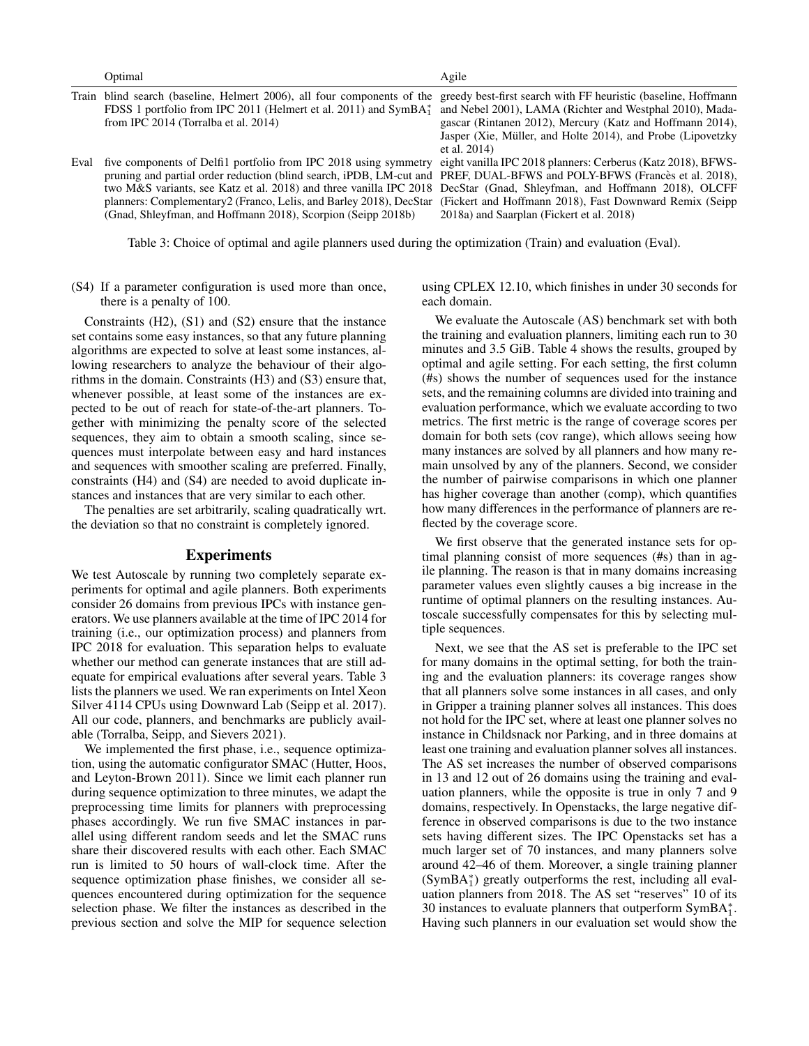|  | Optimal | Agile |
| --- | --- | --- |
| Train | blind search (baseline, Helmert 2006), all four components of the FDSS 1 portfolio from IPC 2011 (Helmert et al. 2011) and SymBA$^*_1$ from IPC 2014 (Torralba et al. 2014) | greedy best-first search with FF heuristic (baseline, Hoffmann and Nebel 2001), LAMA (Richter and Westphal 2010), Madagascar (Rintanen 2012), Mercury (Katz and Hoffmann 2014), Jasper (Xie, Müller, and Holte 2014), and Probe (Lipovetzky et al. 2014) |
| Eval | five components of Delfi1 portfolio from IPC 2018 using symmetry pruning and partial order reduction (blind search, iPDB, LM-cut and two M&S variants, see Katz et al. 2018) and three vanilla IPC 2018 planners: Complementary2 (Franco, Lelis, and Barley 2018), DecStar (Gnad, Shleyfman, and Hoffmann 2018), Scorpion (Seipp 2018b) | eight vanilla IPC 2018 planners: Cerberus (Katz 2018), BFWS-PREF, DUAL-BFWS and POLY-BFWS (Francès et al. 2018), DecStar (Gnad, Shleyfman, and Hoffmann 2018), OLCFF (Fickert and Hoffmann 2018), Fast Downward Remix (Seipp 2018a) and Saarplan (Fickert et al. 2018) |

Table 3: Choice of optimal and agile planners used during the optimization (Train) and evaluation (Eval).

(S4) If a parameter configuration is used more than once, there is a penalty of 100.

Constraints (H2), (S1) and (S2) ensure that the instance set contains some easy instances, so that any future planning algorithms are expected to solve at least some instances, allowing researchers to analyze the behaviour of their algorithms in the domain. Constraints (H3) and (S3) ensure that, whenever possible, at least some of the instances are expected to be out of reach for state-of-the-art planners. Together with minimizing the penalty score of the selected sequences, they aim to obtain a smooth scaling, since sequences must interpolate between easy and hard instances and sequences with smoother scaling are preferred. Finally, constraints (H4) and (S4) are needed to avoid duplicate instances and instances that are very similar to each other.

The penalties are set arbitrarily, scaling quadratically wrt. the deviation so that no constraint is completely ignored.

## Experiments

We test Autoscale by running two completely separate experiments for optimal and agile planners. Both experiments consider 26 domains from previous IPCs with instance generators. We use planners available at the time of IPC 2014 for training (i.e., our optimization process) and planners from IPC 2018 for evaluation. This separation helps to evaluate whether our method can generate instances that are still adequate for empirical evaluations after several years. Table 3 lists the planners we used. We ran experiments on Intel Xeon Silver 4114 CPUs using Downward Lab (Seipp et al. 2017). All our code, planners, and benchmarks are publicly available (Torralba, Seipp, and Sievers 2021).

We implemented the first phase, i.e., sequence optimization, using the automatic configurator SMAC (Hutter, Hoos, and Leyton-Brown 2011). Since we limit each planner run during sequence optimization to three minutes, we adapt the preprocessing time limits for planners with preprocessing phases accordingly. We run five SMAC instances in parallel using different random seeds and let the SMAC runs share their discovered results with each other. Each SMAC run is limited to 50 hours of wall-clock time. After the sequence optimization phase finishes, we consider all sequences encountered during optimization for the sequence selection phase. We filter the instances as described in the previous section and solve the MIP for sequence selection using CPLEX 12.10, which finishes in under 30 seconds for each domain.

We evaluate the Autoscale (AS) benchmark set with both the training and evaluation planners, limiting each run to 30 minutes and 3.5 GiB. Table 4 shows the results, grouped by optimal and agile setting. For each setting, the first column (#s) shows the number of sequences used for the instance sets, and the remaining columns are divided into training and evaluation performance, which we evaluate according to two metrics. The first metric is the range of coverage scores per domain for both sets (cov range), which allows seeing how many instances are solved by all planners and how many remain unsolved by any of the planners. Second, we consider the number of pairwise comparisons in which one planner has higher coverage than another (comp), which quantifies how many differences in the performance of planners are reflected by the coverage score.

We first observe that the generated instance sets for optimal planning consist of more sequences (#s) than in agile planning. The reason is that in many domains increasing parameter values even slightly causes a big increase in the runtime of optimal planners on the resulting instances. Autoscale successfully compensates for this by selecting multiple sequences.

Next, we see that the AS set is preferable to the IPC set for many domains in the optimal setting, for both the training and the evaluation planners: its coverage ranges show that all planners solve some instances in all cases, and only in Gripper a training planner solves all instances. This does not hold for the IPC set, where at least one planner solves no instance in Childsnack nor Parking, and in three domains at least one training and evaluation planner solves all instances. The AS set increases the number of observed comparisons in 13 and 12 out of 26 domains using the training and evaluation planners, while the opposite is true in only 7 and 9 domains, respectively. In Openstacks, the large negative difference in observed comparisons is due to the two instance sets having different sizes. The IPC Openstacks set has a much larger set of 70 instances, and many planners solve around 42–46 of them. Moreover, a single training planner (SymBA$^*_1$) greatly outperforms the rest, including all evaluation planners from 2018. The AS set "reserves" 10 of its 30 instances to evaluate planners that outperform SymBA$^*_1$. Having such planners in our evaluation set would show the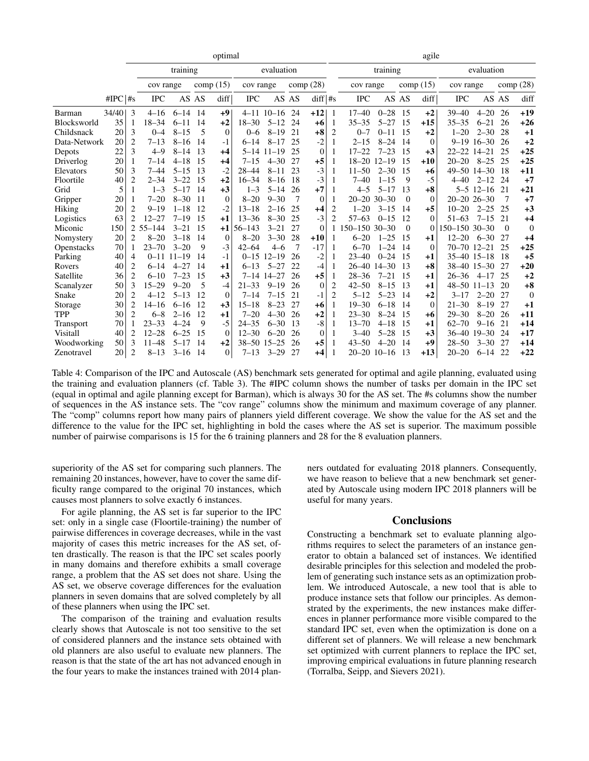| | | | optimal | | | | | | | | | agile | | | | | | | | |
|---|---|---|---|---|---|---|---|---|---|---|---|---|---|---|---|---|---|---|---|---|
| | | | training | | | | evaluation | | | | | training | | | | evaluation | | | | |
| | | | cov range | | comp (15) | | cov range | | comp (28) | | | cov range | | comp (15) | | cov range | | comp (28) | | |
| | #IPC | #s | IPC | AS | AS | diff | IPC | AS | AS | diff | #s | IPC | AS | AS | diff | IPC | AS | AS | diff |
| Barman | 34/40 | 3 | 4–16 | 6–14 | 14 | **+9** | 4–11 | 10–16 | 24 | **+12** | 1 | 17–40 | 0–28 | 15 | **+2** | 39–40 | 4–20 | 26 | **+19** |
| Blocksworld | 35 | 1 | 18–34 | 6–11 | 14 | **+2** | 18–30 | 5–12 | 24 | **+6** | 1 | 35–35 | 5–27 | 15 | **+15** | 35–35 | 6–21 | 26 | **+26** |
| Childsnack | 20 | 3 | 0–4 | 8–15 | 5 | 0 | 0–6 | 8–19 | 21 | **+8** | 2 | 0–7 | 0–11 | 15 | **+2** | 1–20 | 2–30 | 28 | **+1** |
| Data-Network | 20 | 2 | 7–13 | 8–16 | 14 | -1 | 6–14 | 8–17 | 25 | -2 | 1 | 2–15 | 8–24 | 14 | 0 | 9–19 | 16–30 | 26 | **+2** |
| Depots | 22 | 3 | 4–9 | 8–14 | 13 | **+4** | 5–14 | 11–19 | 25 | 0 | 1 | 17–22 | 7–23 | 15 | **+3** | 22–22 | 14–21 | 25 | **+25** |
| Driverlog | 20 | 1 | 7–14 | 4–18 | 15 | **+4** | 7–15 | 4–30 | 27 | **+5** | 1 | 18–20 | 12–19 | 15 | **+10** | 20–20 | 8–25 | 25 | **+25** |
| Elevators | 50 | 3 | 7–44 | 5–15 | 13 | -2 | 28–44 | 8–11 | 23 | -3 | 1 | 11–50 | 2–30 | 15 | **+6** | 49–50 | 14–30 | 18 | **+11** |
| Floortile | 40 | 2 | 2–34 | 3–22 | 15 | **+2** | 16–34 | 8–16 | 18 | -3 | 1 | 7–40 | 1–15 | 9 | -5 | 4–40 | 2–12 | 24 | **+7** |
| Grid | 5 | 1 | 1–3 | 5–17 | 14 | **+3** | 1–3 | 5–14 | 26 | **+7** | 1 | 4–5 | 5–17 | 13 | **+8** | 5–5 | 12–16 | 21 | **+21** |
| Gripper | 20 | 1 | 7–20 | 8–30 | 11 | 0 | 8–20 | 9–30 | 7 | 0 | 1 | 20–20 | 30–30 | 0 | 0 | 20–20 | 26–30 | 7 | **+7** |
| Hiking | 20 | 2 | 9–19 | 1–18 | 12 | -2 | 13–18 | 2–16 | 25 | **+4** | 2 | 1–20 | 3–15 | 14 | **+5** | 10–20 | 2–25 | 25 | **+3** |
| Logistics | 63 | 2 | 12–27 | 7–19 | 15 | **+1** | 13–36 | 8–30 | 25 | -3 | 2 | 57–63 | 0–15 | 12 | 0 | 51–63 | 7–15 | 21 | **+4** |
| Miconic | 150 | 2 | 55–144 | 3–21 | 15 | **+1** | 56–143 | 3–21 | 27 | 0 | 1 | 150–150 | 30–30 | 0 | 0 | 150–150 | 30–30 | 0 | 0 |
| Nomystery | 20 | 2 | 8–20 | 3–18 | 14 | 0 | 8–20 | 3–30 | 28 | **+10** | 1 | 6–20 | 1–25 | 15 | **+1** | 12–20 | 6–30 | 27 | **+4** |
| Openstacks | 70 | 1 | 23–70 | 3–20 | 9 | -3 | 42–64 | 4–6 | 7 | -17 | 1 | 6–70 | 1–24 | 14 | 0 | 70–70 | 12–21 | 25 | **+25** |
| Parking | 40 | 4 | 0–11 | 11–19 | 14 | -1 | 0–15 | 12–19 | 26 | -2 | 1 | 23–40 | 0–24 | 15 | **+1** | 35–40 | 15–18 | 18 | **+5** |
| Rovers | 40 | 2 | 6–14 | 4–27 | 14 | **+1** | 6–13 | 5–27 | 22 | -4 | 1 | 26–40 | 14–30 | 13 | **+8** | 38–40 | 15–30 | 27 | **+20** |
| Satellite | 36 | 2 | 6–10 | 7–23 | 15 | **+3** | 7–14 | 14–27 | 26 | **+5** | 1 | 28–36 | 7–21 | 15 | **+1** | 26–36 | 4–17 | 25 | **+2** |
| Scanalyzer | 50 | 3 | 15–29 | 9–20 | 5 | -4 | 21–33 | 9–19 | 26 | 0 | 2 | 42–50 | 8–15 | 13 | **+1** | 48–50 | 11–13 | 20 | **+8** |
| Snake | 20 | 2 | 4–12 | 5–13 | 12 | 0 | 7–14 | 7–15 | 21 | -1 | 2 | 5–12 | 5–23 | 14 | **+2** | 3–17 | 2–20 | 27 | 0 |
| Storage | 30 | 2 | 14–16 | 6–16 | 12 | **+3** | 15–18 | 8–23 | 27 | **+6** | 1 | 19–30 | 6–18 | 14 | 0 | 21–30 | 8–19 | 27 | **+1** |
| TPP | 30 | 2 | 6–8 | 2–16 | 12 | **+1** | 7–20 | 4–30 | 26 | **+2** | 1 | 23–30 | 8–24 | 15 | **+6** | 29–30 | 8–20 | 26 | **+11** |
| Transport | 70 | 1 | 23–33 | 4–24 | 9 | -5 | 24–35 | 6–30 | 13 | -8 | 1 | 13–70 | 4–18 | 15 | **+1** | 62–70 | 9–16 | 21 | **+14** |
| Visitall | 40 | 2 | 12–28 | 6–25 | 15 | 0 | 12–30 | 6–20 | 26 | 0 | 1 | 3–40 | 5–28 | 15 | **+3** | 36–40 | 19–30 | 24 | **+17** |
| Woodworking | 50 | 3 | 11–48 | 5–17 | 14 | **+2** | 38–50 | 15–25 | 26 | **+5** | 1 | 43–50 | 4–20 | 14 | **+9** | 28–50 | 3–30 | 27 | **+14** |
| Zenotravel | 20 | 2 | 8–13 | 3–16 | 14 | 0 | 7–13 | 3–29 | 27 | **+4** | 1 | 20–20 | 10–16 | 13 | **+13** | 20–20 | 6–14 | 22 | **+22** |

Table 4: Comparison of the IPC and Autoscale (AS) benchmark sets generated for optimal and agile planning, evaluated using the training and evaluation planners (cf. Table 3). The #IPC column shows the number of tasks per domain in the IPC set (equal in optimal and agile planning except for Barman), which is always 30 for the AS set. The #s columns show the number of sequences in the AS instance sets. The "cov range" columns show the minimum and maximum coverage of any planner. The "comp" columns report how many pairs of planners yield different coverage. We show the value for the AS set and the difference to the value for the IPC set, highlighting in bold the cases where the AS set is superior. The maximum possible number of pairwise comparisons is 15 for the 6 training planners and 28 for the 8 evaluation planners.

superiority of the AS set for comparing such planners. The remaining 20 instances, however, have to cover the same difficulty range compared to the original 70 instances, which causes most planners to solve exactly 6 instances.

For agile planning, the AS set is far superior to the IPC set: only in a single case (Floortile-training) the number of pairwise differences in coverage decreases, while in the vast majority of cases this metric increases for the AS set, often drastically. The reason is that the IPC set scales poorly in many domains and therefore exhibits a small coverage range, a problem that the AS set does not share. Using the AS set, we observe coverage differences for the evaluation planners in seven domains that are solved completely by all of these planners when using the IPC set.

The comparison of the training and evaluation results clearly shows that Autoscale is not too sensitive to the set of considered planners and the instance sets obtained with old planners are also useful to evaluate new planners. The reason is that the state of the art has not advanced enough in the four years to make the instances trained with 2014 planners outdated for evaluating 2018 planners. Consequently, we have reason to believe that a new benchmark set generated by Autoscale using modern IPC 2018 planners will be useful for many years.

## Conclusions

Constructing a benchmark set to evaluate planning algorithms requires to select the parameters of an instance generator to obtain a balanced set of instances. We identified desirable principles for this selection and modeled the problem of generating such instance sets as an optimization problem. We introduced Autoscale, a new tool that is able to produce instance sets that follow our principles. As demonstrated by the experiments, the new instances make differences in planner performance more visible compared to the standard IPC set, even when the optimization is done on a different set of planners. We will release a new benchmark set optimized with current planners to replace the IPC set, improving empirical evaluations in future planning research (Torralba, Seipp, and Sievers 2021).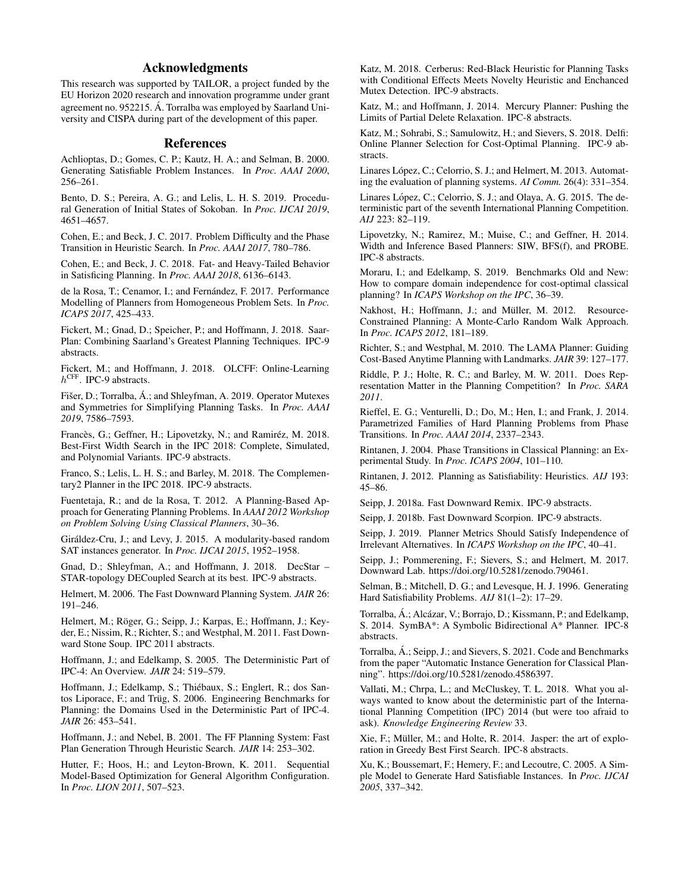## Acknowledgments

This research was supported by TAILOR, a project funded by the EU Horizon 2020 research and innovation programme under grant agreement no. 952215. Á. Torralba was employed by Saarland University and CISPA during part of the development of this paper.

## References

Achlioptas, D.; Gomes, C. P.; Kautz, H. A.; and Selman, B. 2000. Generating Satisfiable Problem Instances. In *Proc. AAAI 2000*, 256–261.

Bento, D. S.; Pereira, A. G.; and Lelis, L. H. S. 2019. Procedural Generation of Initial States of Sokoban. In *Proc. IJCAI 2019*, 4651–4657.

Cohen, E.; and Beck, J. C. 2017. Problem Difficulty and the Phase Transition in Heuristic Search. In *Proc. AAAI 2017*, 780–786.

Cohen, E.; and Beck, J. C. 2018. Fat- and Heavy-Tailed Behavior in Satisficing Planning. In *Proc. AAAI 2018*, 6136–6143.

de la Rosa, T.; Cenamor, I.; and Fernández, F. 2017. Performance Modelling of Planners from Homogeneous Problem Sets. In *Proc. ICAPS 2017*, 425–433.

Fickert, M.; Gnad, D.; Speicher, P.; and Hoffmann, J. 2018. SaarPlan: Combining Saarland's Greatest Planning Techniques. IPC-9 abstracts.

Fickert, M.; and Hoffmann, J. 2018. OLCFF: Online-Learning $h^{\mathrm{CFF}}$. IPC-9 abstracts.

Fišer, D.; Torralba, Á.; and Shleyfman, A. 2019. Operator Mutexes and Symmetries for Simplifying Planning Tasks. In *Proc. AAAI 2019*, 7586–7593.

Francès, G.; Geffner, H.; Lipovetzky, N.; and Ramiréz, M. 2018. Best-First Width Search in the IPC 2018: Complete, Simulated, and Polynomial Variants. IPC-9 abstracts.

Franco, S.; Lelis, L. H. S.; and Barley, M. 2018. The Complementary2 Planner in the IPC 2018. IPC-9 abstracts.

Fuentetaja, R.; and de la Rosa, T. 2012. A Planning-Based Approach for Generating Planning Problems. In *AAAI 2012 Workshop on Problem Solving Using Classical Planners*, 30–36.

Giráldez-Cru, J.; and Levy, J. 2015. A modularity-based random SAT instances generator. In *Proc. IJCAI 2015*, 1952–1958.

Gnad, D.; Shleyfman, A.; and Hoffmann, J. 2018. DecStar – STAR-topology DECoupled Search at its best. IPC-9 abstracts.

Helmert, M. 2006. The Fast Downward Planning System. *JAIR* 26: 191–246.

Helmert, M.; Röger, G.; Seipp, J.; Karpas, E.; Hoffmann, J.; Keyder, E.; Nissim, R.; Richter, S.; and Westphal, M. 2011. Fast Downward Stone Soup. IPC 2011 abstracts.

Hoffmann, J.; and Edelkamp, S. 2005. The Deterministic Part of IPC-4: An Overview. *JAIR* 24: 519–579.

Hoffmann, J.; Edelkamp, S.; Thiébaux, S.; Englert, R.; dos Santos Liporace, F.; and Trüg, S. 2006. Engineering Benchmarks for Planning: the Domains Used in the Deterministic Part of IPC-4. *JAIR* 26: 453–541.

Hoffmann, J.; and Nebel, B. 2001. The FF Planning System: Fast Plan Generation Through Heuristic Search. *JAIR* 14: 253–302.

Hutter, F.; Hoos, H.; and Leyton-Brown, K. 2011. Sequential Model-Based Optimization for General Algorithm Configuration. In *Proc. LION 2011*, 507–523.

Katz, M. 2018. Cerberus: Red-Black Heuristic for Planning Tasks with Conditional Effects Meets Novelty Heuristic and Enchanced Mutex Detection. IPC-9 abstracts.

Katz, M.; and Hoffmann, J. 2014. Mercury Planner: Pushing the Limits of Partial Delete Relaxation. IPC-8 abstracts.

Katz, M.; Sohrabi, S.; Samulowitz, H.; and Sievers, S. 2018. Delfi: Online Planner Selection for Cost-Optimal Planning. IPC-9 abstracts.

Linares López, C.; Celorrio, S. J.; and Helmert, M. 2013. Automating the evaluation of planning systems. *AI Comm.* 26(4): 331–354.

Linares López, C.; Celorrio, S. J.; and Olaya, A. G. 2015. The deterministic part of the seventh International Planning Competition. *AIJ* 223: 82–119.

Lipovetzky, N.; Ramirez, M.; Muise, C.; and Geffner, H. 2014. Width and Inference Based Planners: SIW, BFS(f), and PROBE. IPC-8 abstracts.

Moraru, I.; and Edelkamp, S. 2019. Benchmarks Old and New: How to compare domain independence for cost-optimal classical planning? In *ICAPS Workshop on the IPC*, 36–39.

Nakhost, H.; Hoffmann, J.; and Müller, M. 2012. Resource-Constrained Planning: A Monte-Carlo Random Walk Approach. In *Proc. ICAPS 2012*, 181–189.

Richter, S.; and Westphal, M. 2010. The LAMA Planner: Guiding Cost-Based Anytime Planning with Landmarks. *JAIR* 39: 127–177.

Riddle, P. J.; Holte, R. C.; and Barley, M. W. 2011. Does Representation Matter in the Planning Competition? In *Proc. SARA 2011*.

Rieffel, E. G.; Venturelli, D.; Do, M.; Hen, I.; and Frank, J. 2014. Parametrized Families of Hard Planning Problems from Phase Transitions. In *Proc. AAAI 2014*, 2337–2343.

Rintanen, J. 2004. Phase Transitions in Classical Planning: an Experimental Study. In *Proc. ICAPS 2004*, 101–110.

Rintanen, J. 2012. Planning as Satisfiability: Heuristics. *AIJ* 193: 45–86.

Seipp, J. 2018a. Fast Downward Remix. IPC-9 abstracts.

Seipp, J. 2018b. Fast Downward Scorpion. IPC-9 abstracts.

Seipp, J. 2019. Planner Metrics Should Satisfy Independence of Irrelevant Alternatives. In *ICAPS Workshop on the IPC*, 40–41.

Seipp, J.; Pommerening, F.; Sievers, S.; and Helmert, M. 2017. Downward Lab. https://doi.org/10.5281/zenodo.790461.

Selman, B.; Mitchell, D. G.; and Levesque, H. J. 1996. Generating Hard Satisfiability Problems. *AIJ* 81(1–2): 17–29.

Torralba, Á.; Alcázar, V.; Borrajo, D.; Kissmann, P.; and Edelkamp, S. 2014. SymBA*: A Symbolic Bidirectional A* Planner. IPC-8 abstracts.

Torralba, Á.; Seipp, J.; and Sievers, S. 2021. Code and Benchmarks from the paper "Automatic Instance Generation for Classical Planning". https://doi.org/10.5281/zenodo.4586397.

Vallati, M.; Chrpa, L.; and McCluskey, T. L. 2018. What you always wanted to know about the deterministic part of the International Planning Competition (IPC) 2014 (but were too afraid to ask). *Knowledge Engineering Review* 33.

Xie, F.; Müller, M.; and Holte, R. 2014. Jasper: the art of exploration in Greedy Best First Search. IPC-8 abstracts.

Xu, K.; Boussemart, F.; Hemery, F.; and Lecoutre, C. 2005. A Simple Model to Generate Hard Satisfiable Instances. In *Proc. IJCAI 2005*, 337–342.